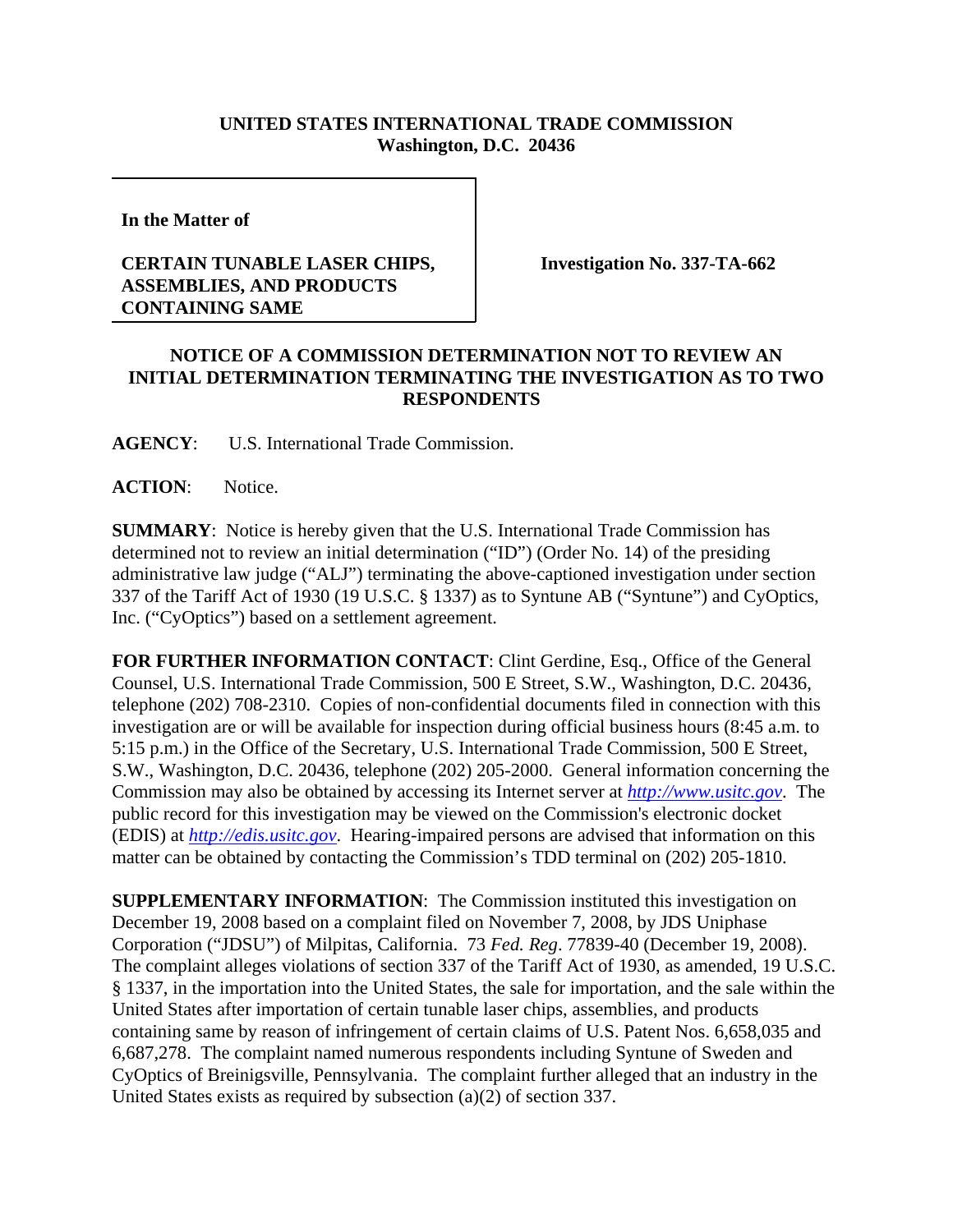**UNITED STATES INTERNATIONAL TRADE COMMISSION**
**Washington, D.C. 20436**

**In the Matter of**

**CERTAIN TUNABLE LASER CHIPS, ASSEMBLIES, AND PRODUCTS CONTAINING SAME**

**Investigation No. 337-TA-662**

**NOTICE OF A COMMISSION DETERMINATION NOT TO REVIEW AN INITIAL DETERMINATION TERMINATING THE INVESTIGATION AS TO TWO RESPONDENTS**

**AGENCY**: U.S. International Trade Commission.

**ACTION**: Notice.

**SUMMARY**: Notice is hereby given that the U.S. International Trade Commission has determined not to review an initial determination ("ID") (Order No. 14) of the presiding administrative law judge ("ALJ") terminating the above-captioned investigation under section 337 of the Tariff Act of 1930 (19 U.S.C. § 1337) as to Syntune AB ("Syntune") and CyOptics, Inc. ("CyOptics") based on a settlement agreement.

**FOR FURTHER INFORMATION CONTACT**: Clint Gerdine, Esq., Office of the General Counsel, U.S. International Trade Commission, 500 E Street, S.W., Washington, D.C. 20436, telephone (202) 708-2310. Copies of non-confidential documents filed in connection with this investigation are or will be available for inspection during official business hours (8:45 a.m. to 5:15 p.m.) in the Office of the Secretary, U.S. International Trade Commission, 500 E Street, S.W., Washington, D.C. 20436, telephone (202) 205-2000. General information concerning the Commission may also be obtained by accessing its Internet server at *http://www.usitc.gov*. The public record for this investigation may be viewed on the Commission's electronic docket (EDIS) at *http://edis.usitc.gov*. Hearing-impaired persons are advised that information on this matter can be obtained by contacting the Commission's TDD terminal on (202) 205-1810.

**SUPPLEMENTARY INFORMATION**: The Commission instituted this investigation on December 19, 2008 based on a complaint filed on November 7, 2008, by JDS Uniphase Corporation ("JDSU") of Milpitas, California. 73 *Fed. Reg*. 77839-40 (December 19, 2008). The complaint alleges violations of section 337 of the Tariff Act of 1930, as amended, 19 U.S.C. § 1337, in the importation into the United States, the sale for importation, and the sale within the United States after importation of certain tunable laser chips, assemblies, and products containing same by reason of infringement of certain claims of U.S. Patent Nos. 6,658,035 and 6,687,278. The complaint named numerous respondents including Syntune of Sweden and CyOptics of Breinigsville, Pennsylvania. The complaint further alleged that an industry in the United States exists as required by subsection (a)(2) of section 337.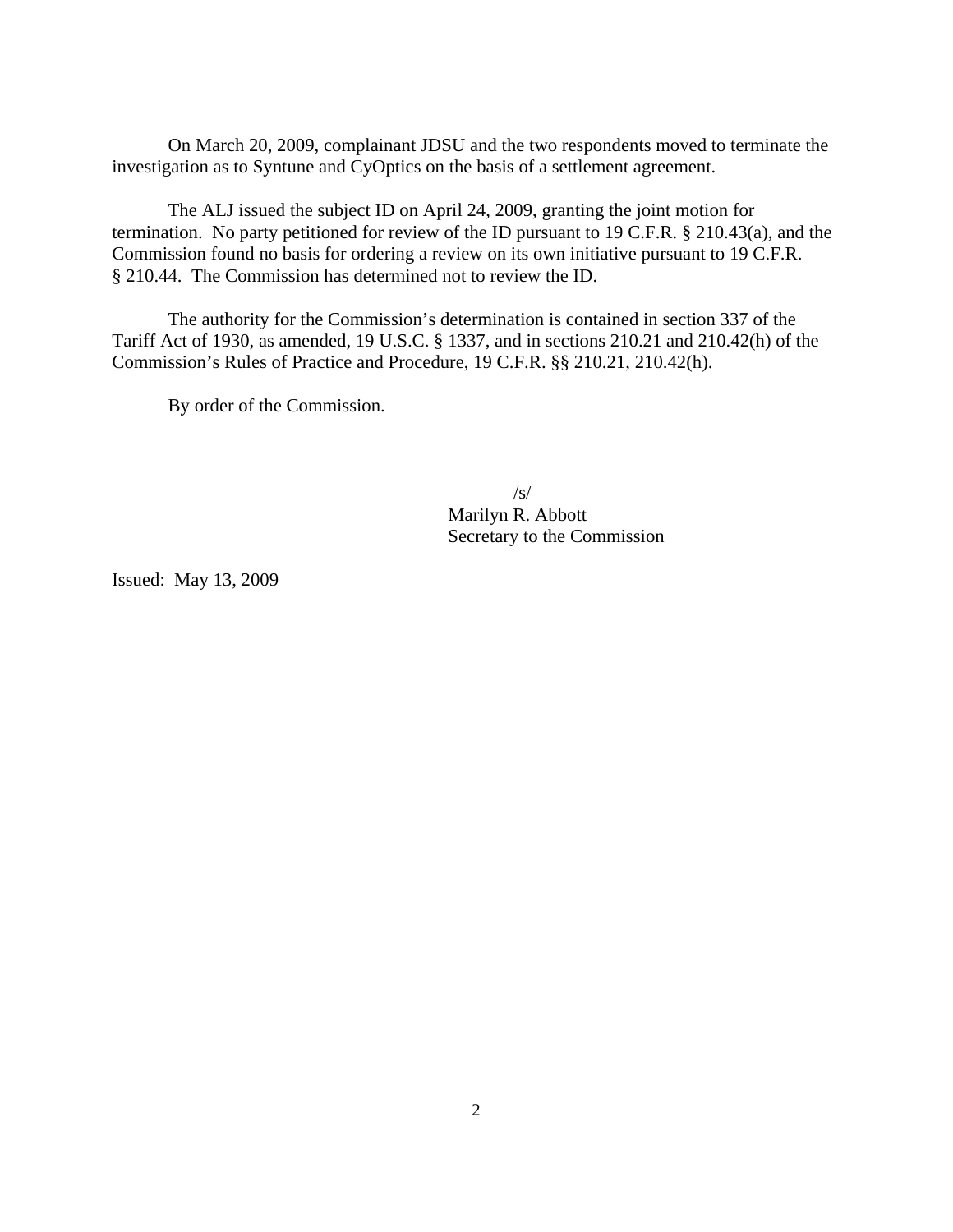On March 20, 2009, complainant JDSU and the two respondents moved to terminate the investigation as to Syntune and CyOptics on the basis of a settlement agreement.

The ALJ issued the subject ID on April 24, 2009, granting the joint motion for termination. No party petitioned for review of the ID pursuant to 19 C.F.R. § 210.43(a), and the Commission found no basis for ordering a review on its own initiative pursuant to 19 C.F.R. § 210.44. The Commission has determined not to review the ID.

The authority for the Commission's determination is contained in section 337 of the Tariff Act of 1930, as amended, 19 U.S.C. § 1337, and in sections 210.21 and 210.42(h) of the Commission's Rules of Practice and Procedure, 19 C.F.R. §§ 210.21, 210.42(h).

By order of the Commission.

/s/
Marilyn R. Abbott
Secretary to the Commission

Issued: May 13, 2009